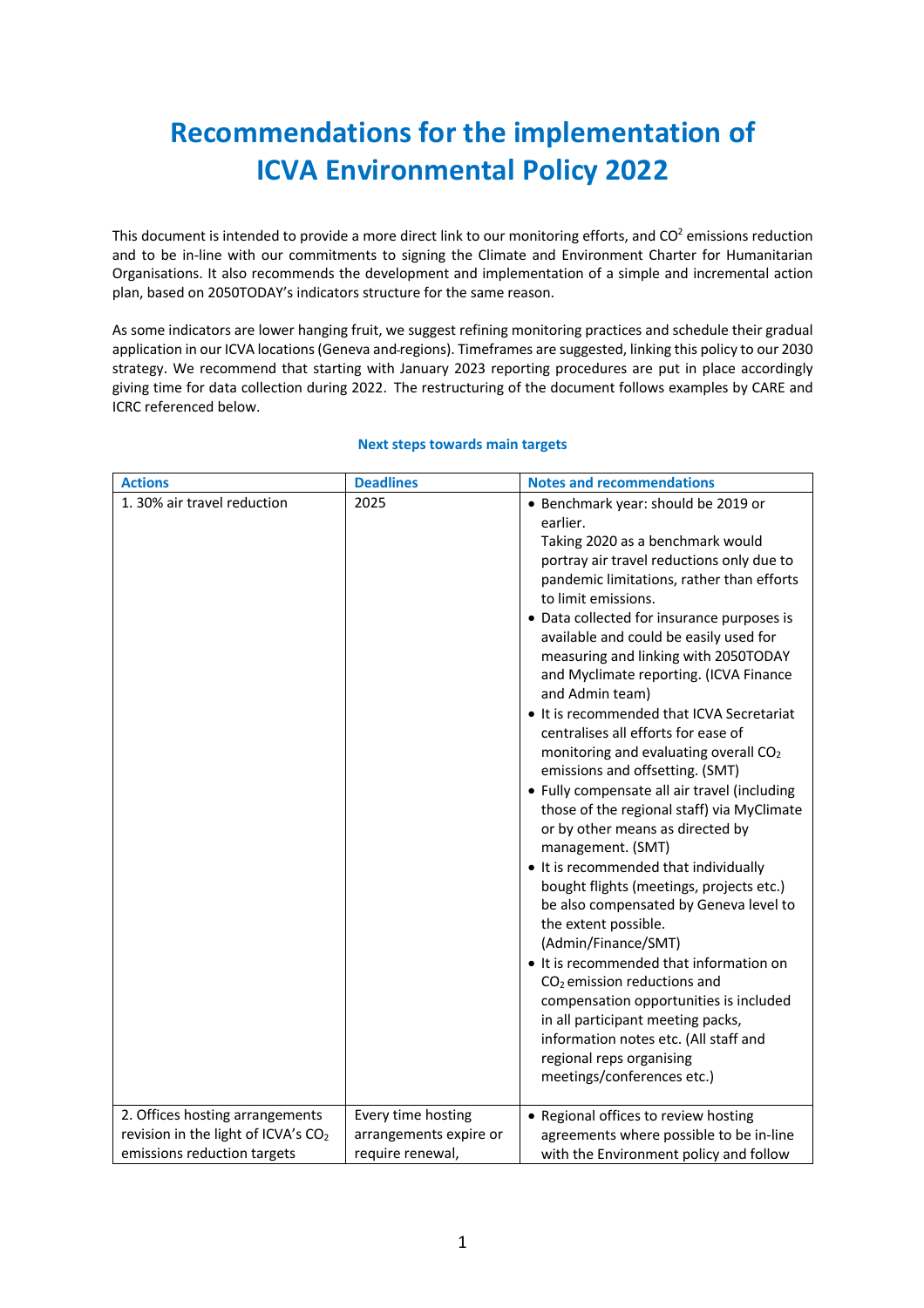# Recommendations for the implementation of ICVA Environmental Policy 2022

This document is intended to provide a more direct link to our monitoring efforts, and $CO^2$ emissions reduction and to be in-line with our commitments to signing the Climate and Environment Charter for Humanitarian Organisations. It also recommends the development and implementation of a simple and incremental action plan, based on 2050TODAY's indicators structure for the same reason.

As some indicators are lower hanging fruit, we suggest refining monitoring practices and schedule their gradual application in our ICVA locations (Geneva and regions). Timeframes are suggested, linking this policy to our 2030 strategy. We recommend that starting with January 2023 reporting procedures are put in place accordingly giving time for data collection during 2022. The restructuring of the document follows examples by CARE and ICRC referenced below.

### Next steps towards main targets

| Actions | Deadlines | Notes and recommendations |
|---|---|---|
| 1. 30% air travel reduction | 2025 | • Benchmark year: should be 2019 or earlier. Taking 2020 as a benchmark would portray air travel reductions only due to pandemic limitations, rather than efforts to limit emissions.<br>• Data collected for insurance purposes is available and could be easily used for measuring and linking with 2050TODAY and Myclimate reporting. (ICVA Finance and Admin team)<br>• It is recommended that ICVA Secretariat centralises all efforts for ease of monitoring and evaluating overall $CO_2$ emissions and offsetting. (SMT)<br>• Fully compensate all air travel (including those of the regional staff) via MyClimate or by other means as directed by management. (SMT)<br>• It is recommended that individually bought flights (meetings, projects etc.) be also compensated by Geneva level to the extent possible. (Admin/Finance/SMT)<br>• It is recommended that information on $CO_2$ emission reductions and compensation opportunities is included in all participant meeting packs, information notes etc. (All staff and regional reps organising meetings/conferences etc.) |
| 2. Offices hosting arrangements revision in the light of ICVA's $CO_2$ emissions reduction targets | Every time hosting arrangements expire or require renewal, | • Regional offices to review hosting agreements where possible to be in-line with the Environment policy and follow |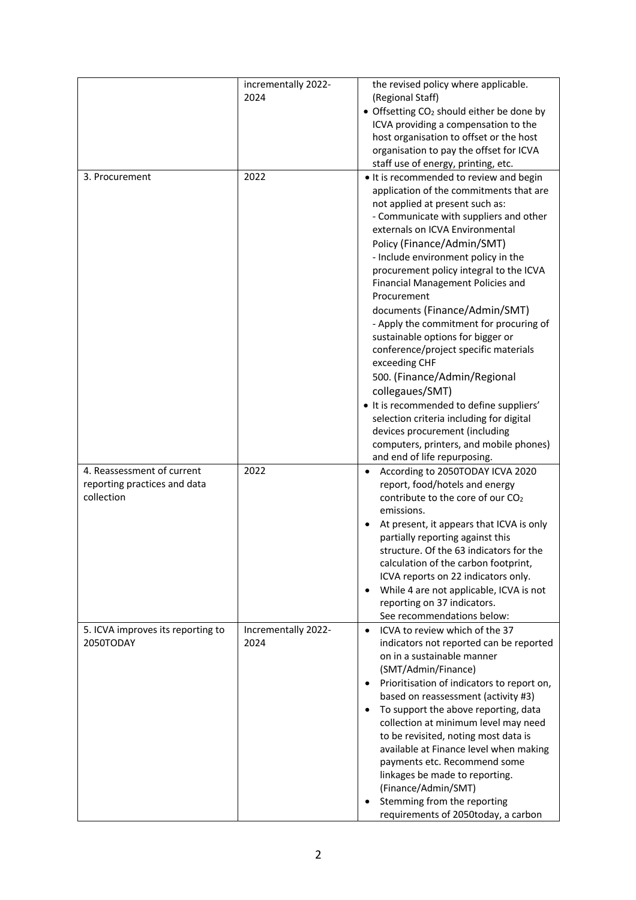|  |  |  |
|---|---|---|
|  | incrementally 2022-2024 | the revised policy where applicable. (Regional Staff)<br>• Offsetting $CO_2$ should either be done by ICVA providing a compensation to the host organisation to offset or the host organisation to pay the offset for ICVA staff use of energy, printing, etc. |
| 3. Procurement | 2022 | • It is recommended to review and begin application of the commitments that are not applied at present such as:<br>- Communicate with suppliers and other externals on ICVA Environmental Policy (Finance/Admin/SMT)<br>- Include environment policy in the procurement policy integral to the ICVA Financial Management Policies and Procurement documents (Finance/Admin/SMT)<br>- Apply the commitment for procuring of sustainable options for bigger or conference/project specific materials exceeding CHF 500. (Finance/Admin/Regional collegaues/SMT)<br>• It is recommended to define suppliers' selection criteria including for digital devices procurement (including computers, printers, and mobile phones) and end of life repurposing. |
| 4. Reassessment of current reporting practices and data collection | 2022 | • According to 2050TODAY ICVA 2020 report, food/hotels and energy contribute to the core of our $CO_2$ emissions.<br>• At present, it appears that ICVA is only partially reporting against this structure. Of the 63 indicators for the calculation of the carbon footprint, ICVA reports on 22 indicators only.<br>• While 4 are not applicable, ICVA is not reporting on 37 indicators.<br>See recommendations below: |
| 5. ICVA improves its reporting to 2050TODAY | Incrementally 2022-2024 | • ICVA to review which of the 37 indicators not reported can be reported on in a sustainable manner (SMT/Admin/Finance)<br>• Prioritisation of indicators to report on, based on reassessment (activity #3)<br>• To support the above reporting, data collection at minimum level may need to be revisited, noting most data is available at Finance level when making payments etc. Recommend some linkages be made to reporting. (Finance/Admin/SMT)<br>• Stemming from the reporting requirements of 2050today, a carbon |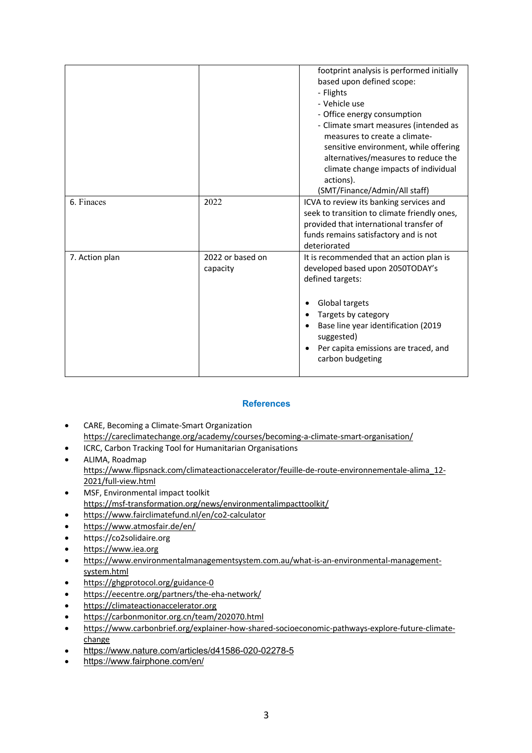| | | |
|---|---|---|
| | | footprint analysis is performed initially based upon defined scope:<br>- Flights<br>- Vehicle use<br>- Office energy consumption<br>- Climate smart measures (intended as measures to create a climate-sensitive environment, while offering alternatives/measures to reduce the climate change impacts of individual actions).<br>(SMT/Finance/Admin/All staff) |
| 6. Finaces | 2022 | ICVA to review its banking services and seek to transition to climate friendly ones, provided that international transfer of funds remains satisfactory and is not deteriorated |
| 7. Action plan | 2022 or based on capacity | It is recommended that an action plan is developed based upon 2050TODAY's defined targets:<br><br>• Global targets<br>• Targets by category<br>• Base line year identification (2019 suggested)<br>• Per capita emissions are traced, and carbon budgeting |

## References

- CARE, Becoming a Climate-Smart Organization https://careclimatechange.org/academy/courses/becoming-a-climate-smart-organisation/
- ICRC, Carbon Tracking Tool for Humanitarian Organisations
- ALIMA, Roadmap https://www.flipsnack.com/climateactionaccelerator/feuille-de-route-environnementale-alima_12-2021/full-view.html
- MSF, Environmental impact toolkit https://msf-transformation.org/news/environmentalimpacttoolkit/
- https://www.fairclimatefund.nl/en/co2-calculator
- https://www.atmosfair.de/en/
- https://co2solidaire.org
- https://www.iea.org
- https://www.environmentalmanagementsystem.com.au/what-is-an-environmental-management-system.html
- https://ghgprotocol.org/guidance-0
- https://eecentre.org/partners/the-eha-network/
- https://climateactionaccelerator.org
- https://carbonmonitor.org.cn/team/202070.html
- https://www.carbonbrief.org/explainer-how-shared-socioeconomic-pathways-explore-future-climate-change
- https://www.nature.com/articles/d41586-020-02278-5
- https://www.fairphone.com/en/